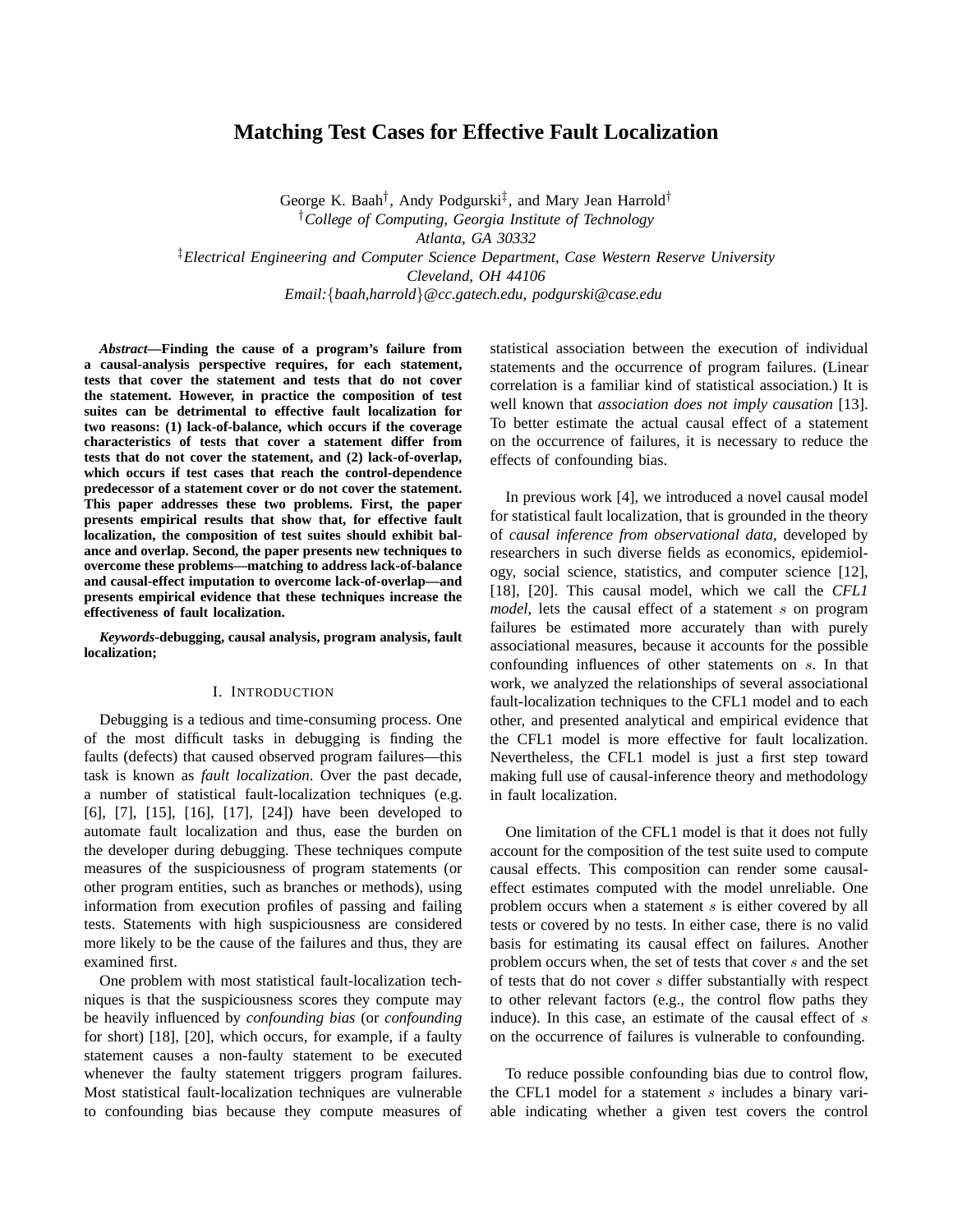# Matching Test Cases for Effective Fault Localization

George K. Baah[†], Andy Podgurski[‡], and Mary Jean Harrold[†]

[†]*College of Computing, Georgia Institute of Technology*
*Atlanta, GA 30332*

[‡]*Electrical Engineering and Computer Science Department, Case Western Reserve University*
*Cleveland, OH 44106*

*Email:{baah,harrold}@cc.gatech.edu, podgurski@case.edu*

***Abstract*—Finding the cause of a program's failure from a causal-analysis perspective requires, for each statement, tests that cover the statement and tests that do not cover the statement. However, in practice the composition of test suites can be detrimental to effective fault localization for two reasons: (1) lack-of-balance, which occurs if the coverage characteristics of tests that cover a statement differ from tests that do not cover the statement, and (2) lack-of-overlap, which occurs if test cases that reach the control-dependence predecessor of a statement cover or do not cover the statement. This paper addresses these two problems. First, the paper presents empirical results that show that, for effective fault localization, the composition of test suites should exhibit balance and overlap. Second, the paper presents new techniques to overcome these problems—matching to address lack-of-balance and causal-effect imputation to overcome lack-of-overlap—and presents empirical evidence that these techniques increase the effectiveness of fault localization.**

***Keywords*-debugging, causal analysis, program analysis, fault localization;**

## I. Introduction

Debugging is a tedious and time-consuming process. One of the most difficult tasks in debugging is finding the faults (defects) that caused observed program failures—this task is known as *fault localization*. Over the past decade, a number of statistical fault-localization techniques (e.g. [6], [7], [15], [16], [17], [24]) have been developed to automate fault localization and thus, ease the burden on the developer during debugging. These techniques compute measures of the suspiciousness of program statements (or other program entities, such as branches or methods), using information from execution profiles of passing and failing tests. Statements with high suspiciousness are considered more likely to be the cause of the failures and thus, they are examined first.

One problem with most statistical fault-localization techniques is that the suspiciousness scores they compute may be heavily influenced by *confounding bias* (or *confounding* for short) [18], [20], which occurs, for example, if a faulty statement causes a non-faulty statement to be executed whenever the faulty statement triggers program failures. Most statistical fault-localization techniques are vulnerable to confounding bias because they compute measures of statistical association between the execution of individual statements and the occurrence of program failures. (Linear correlation is a familiar kind of statistical association.) It is well known that *association does not imply causation* [13]. To better estimate the actual causal effect of a statement on the occurrence of failures, it is necessary to reduce the effects of confounding bias.

In previous work [4], we introduced a novel causal model for statistical fault localization, that is grounded in the theory of *causal inference from observational data*, developed by researchers in such diverse fields as economics, epidemiology, social science, statistics, and computer science [12], [18], [20]. This causal model, which we call the *CFL1 model*, lets the causal effect of a statement $s$ on program failures be estimated more accurately than with purely associational measures, because it accounts for the possible confounding influences of other statements on $s$. In that work, we analyzed the relationships of several associational fault-localization techniques to the CFL1 model and to each other, and presented analytical and empirical evidence that the CFL1 model is more effective for fault localization. Nevertheless, the CFL1 model is just a first step toward making full use of causal-inference theory and methodology in fault localization.

One limitation of the CFL1 model is that it does not fully account for the composition of the test suite used to compute causal effects. This composition can render some causal-effect estimates computed with the model unreliable. One problem occurs when a statement $s$ is either covered by all tests or covered by no tests. In either case, there is no valid basis for estimating its causal effect on failures. Another problem occurs when, the set of tests that cover $s$ and the set of tests that do not cover $s$ differ substantially with respect to other relevant factors (e.g., the control flow paths they induce). In this case, an estimate of the causal effect of $s$ on the occurrence of failures is vulnerable to confounding.

To reduce possible confounding bias due to control flow, the CFL1 model for a statement $s$ includes a binary variable indicating whether a given test covers the control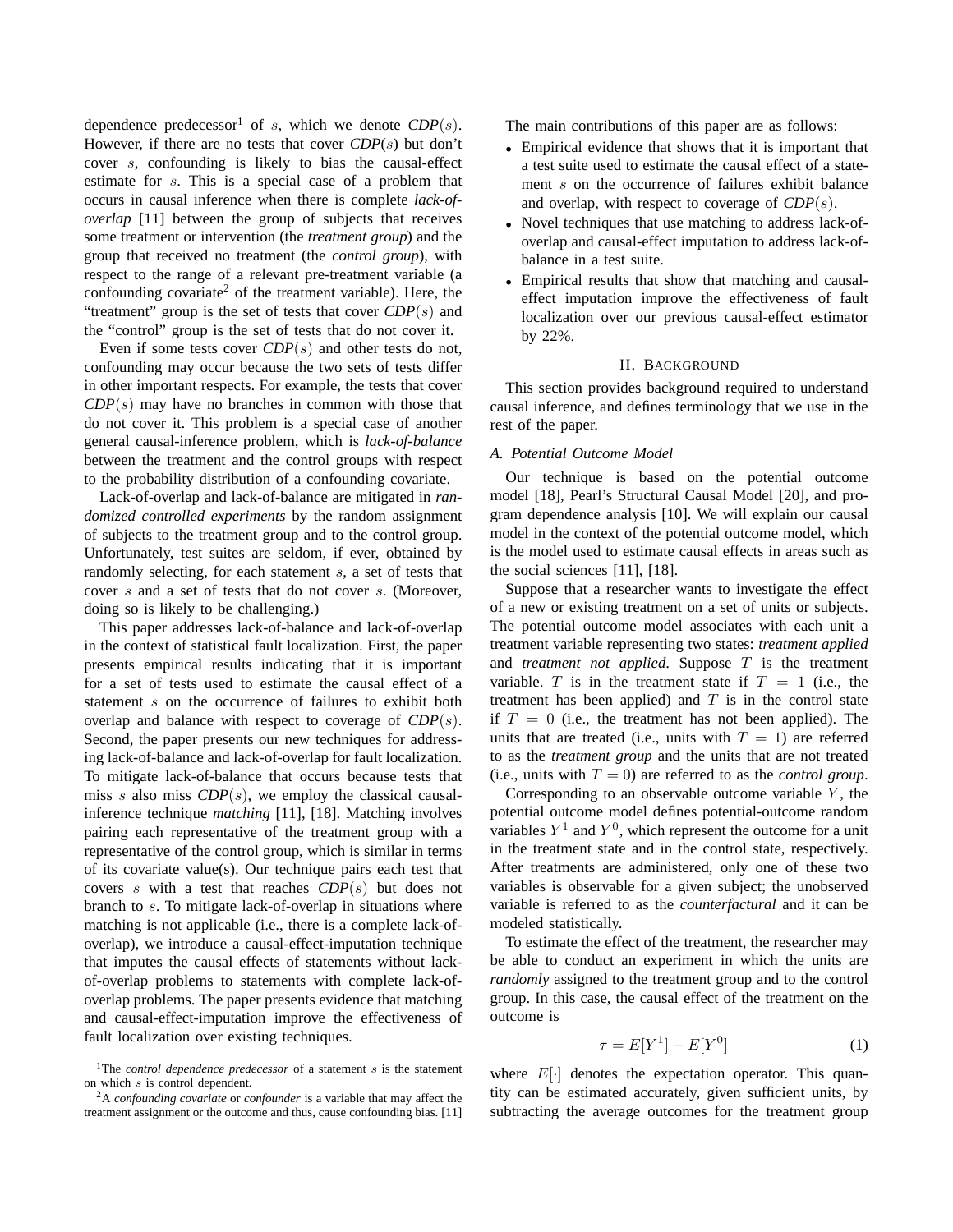dependence predecessor[1] of $s$, which we denote *CDP*$(s)$. However, if there are no tests that cover *CDP*$(s)$ but don't cover $s$, confounding is likely to bias the causal-effect estimate for $s$. This is a special case of a problem that occurs in causal inference when there is complete *lack-of-overlap* [11] between the group of subjects that receives some treatment or intervention (the *treatment group*) and the group that received no treatment (the *control group*), with respect to the range of a relevant pre-treatment variable (a confounding covariate[2] of the treatment variable). Here, the "treatment" group is the set of tests that cover *CDP*$(s)$ and the "control" group is the set of tests that do not cover it.

Even if some tests cover *CDP*$(s)$ and other tests do not, confounding may occur because the two sets of tests differ in other important respects. For example, the tests that cover *CDP*$(s)$ may have no branches in common with those that do not cover it. This problem is a special case of another general causal-inference problem, which is *lack-of-balance* between the treatment and the control groups with respect to the probability distribution of a confounding covariate.

Lack-of-overlap and lack-of-balance are mitigated in *randomized controlled experiments* by the random assignment of subjects to the treatment group and to the control group. Unfortunately, test suites are seldom, if ever, obtained by randomly selecting, for each statement $s$, a set of tests that cover $s$ and a set of tests that do not cover $s$. (Moreover, doing so is likely to be challenging.)

This paper addresses lack-of-balance and lack-of-overlap in the context of statistical fault localization. First, the paper presents empirical results indicating that it is important for a set of tests used to estimate the causal effect of a statement $s$ on the occurrence of failures to exhibit both overlap and balance with respect to coverage of *CDP*$(s)$. Second, the paper presents our new techniques for addressing lack-of-balance and lack-of-overlap for fault localization. To mitigate lack-of-balance that occurs because tests that miss $s$ also miss *CDP*$(s)$, we employ the classical causal-inference technique *matching* [11], [18]. Matching involves pairing each representative of the treatment group with a representative of the control group, which is similar in terms of its covariate value(s). Our technique pairs each test that covers $s$ with a test that reaches *CDP*$(s)$ but does not branch to $s$. To mitigate lack-of-overlap in situations where matching is not applicable (i.e., there is a complete lack-of-overlap), we introduce a causal-effect-imputation technique that imputes the causal effects of statements without lack-of-overlap problems to statements with complete lack-of-overlap problems. The paper presents evidence that matching and causal-effect-imputation improve the effectiveness of fault localization over existing techniques.

[1]The *control dependence predecessor* of a statement $s$ is the statement on which $s$ is control dependent.

[2]A *confounding covariate* or *confounder* is a variable that may affect the treatment assignment or the outcome and thus, cause confounding bias. [11]

The main contributions of this paper are as follows:

- Empirical evidence that shows that it is important that a test suite used to estimate the causal effect of a statement $s$ on the occurrence of failures exhibit balance and overlap, with respect to coverage of *CDP*$(s)$.
- Novel techniques that use matching to address lack-of-overlap and causal-effect imputation to address lack-of-balance in a test suite.
- Empirical results that show that matching and causal-effect imputation improve the effectiveness of fault localization over our previous causal-effect estimator by 22%.

## II. Background

This section provides background required to understand causal inference, and defines terminology that we use in the rest of the paper.

### A. Potential Outcome Model

Our technique is based on the potential outcome model [18], Pearl's Structural Causal Model [20], and program dependence analysis [10]. We will explain our causal model in the context of the potential outcome model, which is the model used to estimate causal effects in areas such as the social sciences [11], [18].

Suppose that a researcher wants to investigate the effect of a new or existing treatment on a set of units or subjects. The potential outcome model associates with each unit a treatment variable representing two states: *treatment applied* and *treatment not applied*. Suppose $T$ is the treatment variable. $T$ is in the treatment state if $T = 1$ (i.e., the treatment has been applied) and $T$ is in the control state if $T = 0$ (i.e., the treatment has not been applied). The units that are treated (i.e., units with $T = 1$) are referred to as the *treatment group* and the units that are not treated (i.e., units with $T = 0$) are referred to as the *control group*.

Corresponding to an observable outcome variable $Y$, the potential outcome model defines potential-outcome random variables $Y^1$ and $Y^0$, which represent the outcome for a unit in the treatment state and in the control state, respectively. After treatments are administered, only one of these two variables is observable for a given subject; the unobserved variable is referred to as the *counterfactural* and it can be modeled statistically.

To estimate the effect of the treatment, the researcher may be able to conduct an experiment in which the units are *randomly* assigned to the treatment group and to the control group. In this case, the causal effect of the treatment on the outcome is

$$\tau = E[Y^1] - E[Y^0] \tag{1}$$

where $E[\cdot]$ denotes the expectation operator. This quantity can be estimated accurately, given sufficient units, by subtracting the average outcomes for the treatment group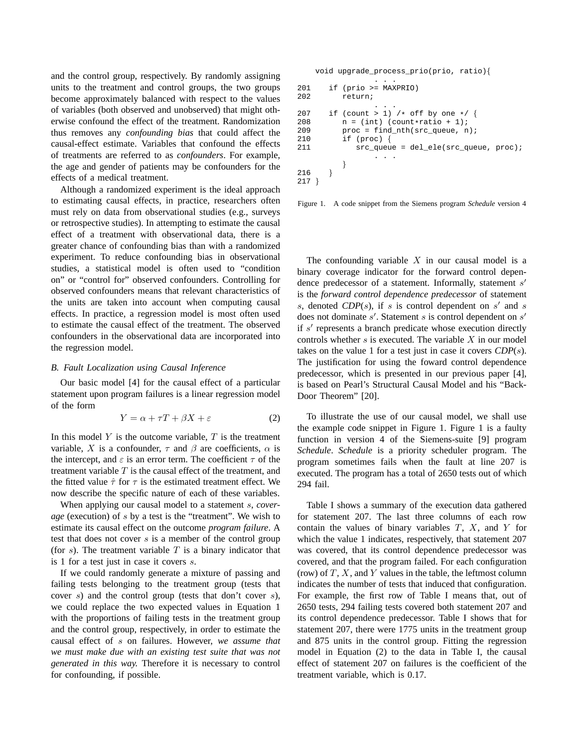and the control group, respectively. By randomly assigning units to the treatment and control groups, the two groups become approximately balanced with respect to the values of variables (both observed and unobserved) that might otherwise confound the effect of the treatment. Randomization thus removes any *confounding bias* that could affect the causal-effect estimate. Variables that confound the effects of treatments are referred to as *confounders*. For example, the age and gender of patients may be confounders for the effects of a medical treatment.

Although a randomized experiment is the ideal approach to estimating causal effects, in practice, researchers often must rely on data from observational studies (e.g., surveys or retrospective studies). In attempting to estimate the causal effect of a treatment with observational data, there is a greater chance of confounding bias than with a randomized experiment. To reduce confounding bias in observational studies, a statistical model is often used to "condition on" or "control for" observed confounders. Controlling for observed confounders means that relevant characteristics of the units are taken into account when computing causal effects. In practice, a regression model is most often used to estimate the causal effect of the treatment. The observed confounders in the observational data are incorporated into the regression model.

### B. Fault Localization using Causal Inference

Our basic model [4] for the causal effect of a particular statement upon program failures is a linear regression model of the form

$$Y = \alpha + \tau T + \beta X + \varepsilon \tag{2}$$

In this model $Y$ is the outcome variable, $T$ is the treatment variable, $X$ is a confounder, $\tau$ and $\beta$ are coefficients, $\alpha$ is the intercept, and $\varepsilon$ is an error term. The coefficient $\tau$ of the treatment variable $T$ is the causal effect of the treatment, and the fitted value $\hat{\tau}$ for $\tau$ is the estimated treatment effect. We now describe the specific nature of each of these variables.

When applying our causal model to a statement $s$, *coverage* (execution) of $s$ by a test is the "treatment". We wish to estimate its causal effect on the outcome *program failure*. A test that does not cover $s$ is a member of the control group (for $s$). The treatment variable $T$ is a binary indicator that is 1 for a test just in case it covers $s$.

If we could randomly generate a mixture of passing and failing tests belonging to the treatment group (tests that cover $s$) and the control group (tests that don't cover $s$), we could replace the two expected values in Equation 1 with the proportions of failing tests in the treatment group and the control group, respectively, in order to estimate the causal effect of $s$ on failures. However, *we assume that we must make due with an existing test suite that was not generated in this way.* Therefore it is necessary to control for confounding, if possible.

```
    void upgrade_process_prio(prio, ratio){
                 . . .
201    if (prio >= MAXPRIO)
202       return;
                 . . .
207    if (count > 1) /* off by one */ {
208       n = (int) (count*ratio + 1);
209       proc = find_nth(src_queue, n);
210       if (proc) {
211          src_queue = del_ele(src_queue, proc);
                 . . .
          }
216    }
217 }
```

Figure 1. A code snippet from the Siemens program *Schedule* version 4

The confounding variable $X$ in our causal model is a binary coverage indicator for the forward control dependence predecessor of a statement. Informally, statement $s'$ is the *forward control dependence predecessor* of statement $s$, denoted *CDP*($s$), if $s$ is control dependent on $s'$ and $s$ does not dominate $s'$. Statement $s$ is control dependent on $s'$ if $s'$ represents a branch predicate whose execution directly controls whether $s$ is executed. The variable $X$ in our model takes on the value 1 for a test just in case it covers *CDP*($s$). The justification for using the foward control dependence predecessor, which is presented in our previous paper [4], is based on Pearl's Structural Causal Model and his "Back-Door Theorem" [20].

To illustrate the use of our causal model, we shall use the example code snippet in Figure 1. Figure 1 is a faulty function in version 4 of the Siemens-suite [9] program *Schedule*. *Schedule* is a priority scheduler program. The program sometimes fails when the fault at line 207 is executed. The program has a total of 2650 tests out of which 294 fail.

Table I shows a summary of the execution data gathered for statement 207. The last three columns of each row contain the values of binary variables $T$, $X$, and $Y$ for which the value 1 indicates, respectively, that statement 207 was covered, that its control dependence predecessor was covered, and that the program failed. For each configuration (row) of $T$, $X$, and $Y$ values in the table, the leftmost column indicates the number of tests that induced that configuration. For example, the first row of Table I means that, out of 2650 tests, 294 failing tests covered both statement 207 and its control dependence predecessor. Table I shows that for statement 207, there were 1775 units in the treatment group and 875 units in the control group. Fitting the regression model in Equation (2) to the data in Table I, the causal effect of statement 207 on failures is the coefficient of the treatment variable, which is 0.17.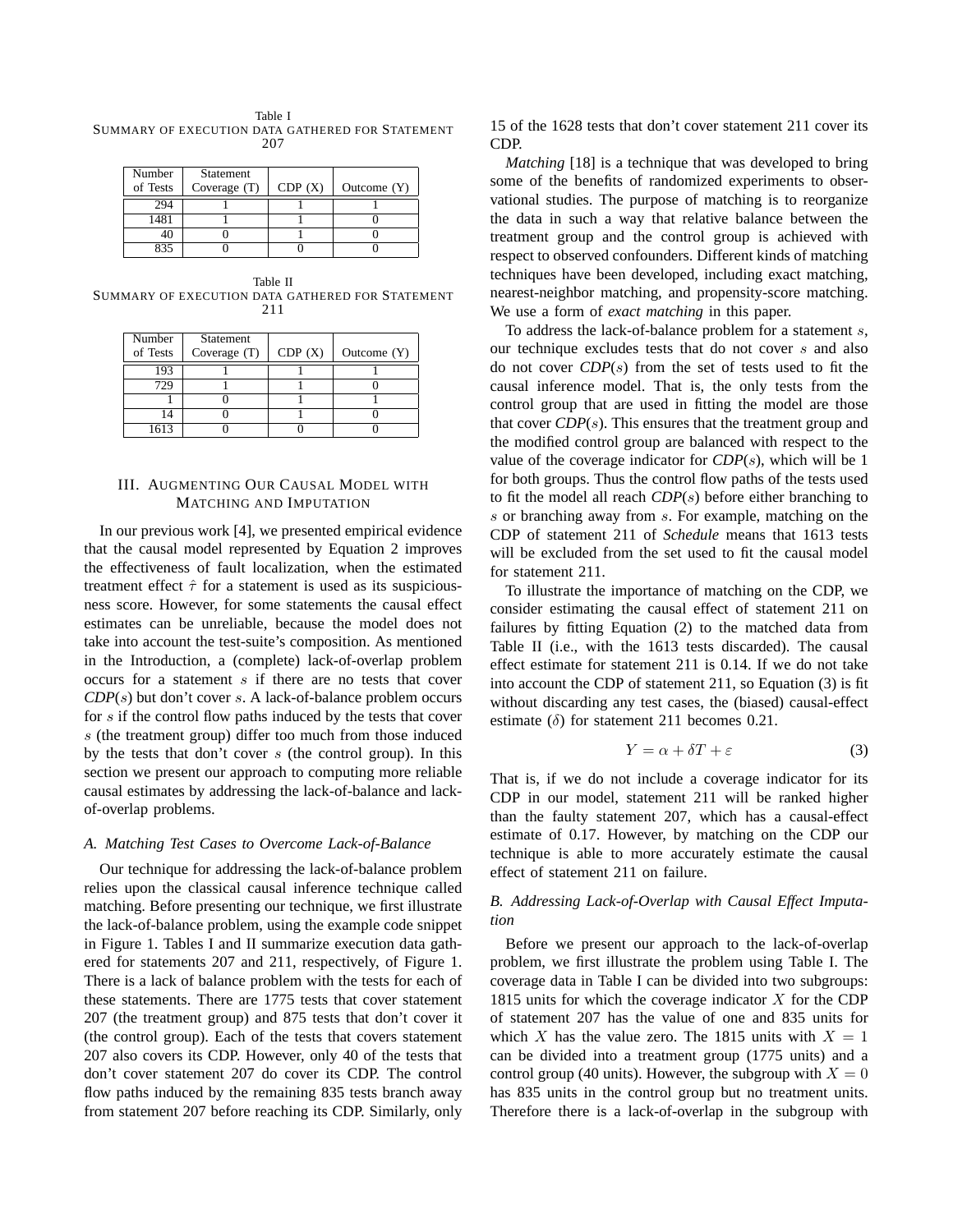Table I
SUMMARY OF EXECUTION DATA GATHERED FOR STATEMENT 207

| Number of Tests | Statement Coverage (T) | CDP (X) | Outcome (Y) |
|---|---|---|---|
| 294 | 1 | 1 | 1 |
| 1481 | 1 | 1 | 0 |
| 40 | 0 | 1 | 0 |
| 835 | 0 | 0 | 0 |

Table II
SUMMARY OF EXECUTION DATA GATHERED FOR STATEMENT 211

| Number of Tests | Statement Coverage (T) | CDP (X) | Outcome (Y) |
|---|---|---|---|
| 193 | 1 | 1 | 1 |
| 729 | 1 | 1 | 0 |
| 1 | 0 | 1 | 1 |
| 14 | 0 | 1 | 0 |
| 1613 | 0 | 0 | 0 |

## III. AUGMENTING OUR CAUSAL MODEL WITH MATCHING AND IMPUTATION

In our previous work [4], we presented empirical evidence that the causal model represented by Equation 2 improves the effectiveness of fault localization, when the estimated treatment effect $\hat{\tau}$ for a statement is used as its suspiciousness score. However, for some statements the causal effect estimates can be unreliable, because the model does not take into account the test-suite's composition. As mentioned in the Introduction, a (complete) lack-of-overlap problem occurs for a statement $s$ if there are no tests that cover *CDP*($s$) but don't cover $s$. A lack-of-balance problem occurs for $s$ if the control flow paths induced by the tests that cover $s$ (the treatment group) differ too much from those induced by the tests that don't cover $s$ (the control group). In this section we present our approach to computing more reliable causal estimates by addressing the lack-of-balance and lack-of-overlap problems.

### A. Matching Test Cases to Overcome Lack-of-Balance

Our technique for addressing the lack-of-balance problem relies upon the classical causal inference technique called matching. Before presenting our technique, we first illustrate the lack-of-balance problem, using the example code snippet in Figure 1. Tables I and II summarize execution data gathered for statements 207 and 211, respectively, of Figure 1. There is a lack of balance problem with the tests for each of these statements. There are 1775 tests that cover statement 207 (the treatment group) and 875 tests that don't cover it (the control group). Each of the tests that covers statement 207 also covers its CDP. However, only 40 of the tests that don't cover statement 207 do cover its CDP. The control flow paths induced by the remaining 835 tests branch away from statement 207 before reaching its CDP. Similarly, only 15 of the 1628 tests that don't cover statement 211 cover its CDP.

*Matching* [18] is a technique that was developed to bring some of the benefits of randomized experiments to observational studies. The purpose of matching is to reorganize the data in such a way that relative balance between the treatment group and the control group is achieved with respect to observed confounders. Different kinds of matching techniques have been developed, including exact matching, nearest-neighbor matching, and propensity-score matching. We use a form of *exact matching* in this paper.

To address the lack-of-balance problem for a statement $s$, our technique excludes tests that do not cover $s$ and also do not cover *CDP*($s$) from the set of tests used to fit the causal inference model. That is, the only tests from the control group that are used in fitting the model are those that cover *CDP*($s$). This ensures that the treatment group and the modified control group are balanced with respect to the value of the coverage indicator for *CDP*($s$), which will be 1 for both groups. Thus the control flow paths of the tests used to fit the model all reach *CDP*($s$) before either branching to $s$ or branching away from $s$. For example, matching on the CDP of statement 211 of *Schedule* means that 1613 tests will be excluded from the set used to fit the causal model for statement 211.

To illustrate the importance of matching on the CDP, we consider estimating the causal effect of statement 211 on failures by fitting Equation (2) to the matched data from Table II (i.e., with the 1613 tests discarded). The causal effect estimate for statement 211 is 0.14. If we do not take into account the CDP of statement 211, so Equation (3) is fit without discarding any test cases, the (biased) causal-effect estimate ($\delta$) for statement 211 becomes 0.21.

$$Y = \alpha + \delta T + \varepsilon \tag{3}$$

That is, if we do not include a coverage indicator for its CDP in our model, statement 211 will be ranked higher than the faulty statement 207, which has a causal-effect estimate of 0.17. However, by matching on the CDP our technique is able to more accurately estimate the causal effect of statement 211 on failure.

### B. Addressing Lack-of-Overlap with Causal Effect Imputation

Before we present our approach to the lack-of-overlap problem, we first illustrate the problem using Table I. The coverage data in Table I can be divided into two subgroups: 1815 units for which the coverage indicator $X$ for the CDP of statement 207 has the value of one and 835 units for which $X$ has the value zero. The 1815 units with $X = 1$ can be divided into a treatment group (1775 units) and a control group (40 units). However, the subgroup with $X = 0$ has 835 units in the control group but no treatment units. Therefore there is a lack-of-overlap in the subgroup with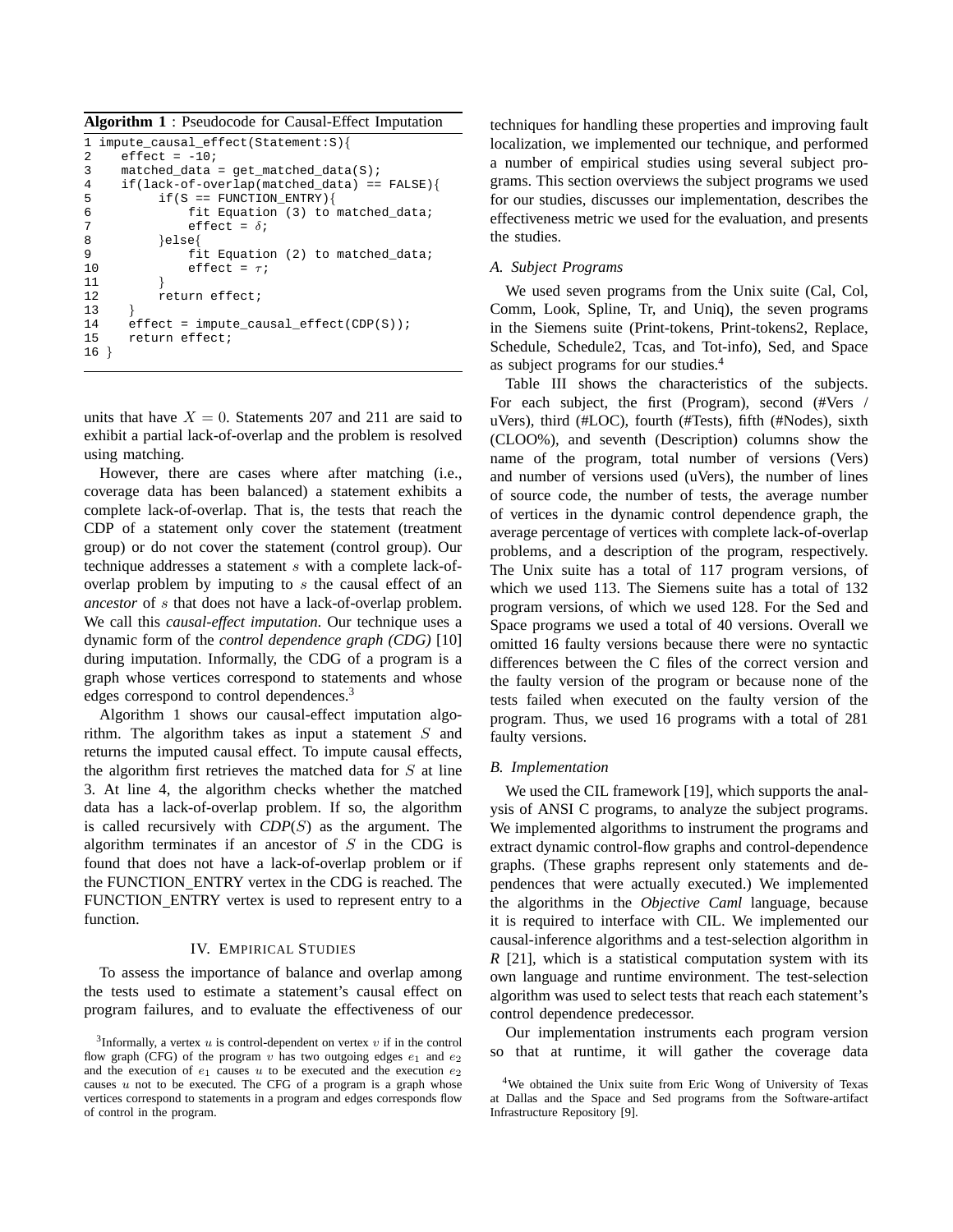**Algorithm 1** : Pseudocode for Causal-Effect Imputation

```
1 impute_causal_effect(Statement:S){
2    effect = -10;
3    matched_data = get_matched_data(S);
4    if(lack-of-overlap(matched_data) == FALSE){
5         if(S == FUNCTION_ENTRY){
6             fit Equation (3) to matched_data;
7             effect = δ;
8         }else{
9             fit Equation (2) to matched_data;
10            effect = τ;
11        }
12        return effect;
13    }
14    effect = impute_causal_effect(CDP(S));
15    return effect;
16 }
```

units that have $X = 0$. Statements 207 and 211 are said to exhibit a partial lack-of-overlap and the problem is resolved using matching.

However, there are cases where after matching (i.e., coverage data has been balanced) a statement exhibits a complete lack-of-overlap. That is, the tests that reach the CDP of a statement only cover the statement (treatment group) or do not cover the statement (control group). Our technique addresses a statement $s$ with a complete lack-of-overlap problem by imputing to $s$ the causal effect of an *ancestor* of $s$ that does not have a lack-of-overlap problem. We call this *causal-effect imputation*. Our technique uses a dynamic form of the *control dependence graph (CDG)* [10] during imputation. Informally, the CDG of a program is a graph whose vertices correspond to statements and whose edges correspond to control dependences.[3]

Algorithm 1 shows our causal-effect imputation algorithm. The algorithm takes as input a statement $S$ and returns the imputed causal effect. To impute causal effects, the algorithm first retrieves the matched data for $S$ at line 3. At line 4, the algorithm checks whether the matched data has a lack-of-overlap problem. If so, the algorithm is called recursively with *CDP*($S$) as the argument. The algorithm terminates if an ancestor of $S$ in the CDG is found that does not have a lack-of-overlap problem or if the FUNCTION_ENTRY vertex in the CDG is reached. The FUNCTION_ENTRY vertex is used to represent entry to a function.

## IV. Empirical Studies

To assess the importance of balance and overlap among the tests used to estimate a statement's causal effect on program failures, and to evaluate the effectiveness of our techniques for handling these properties and improving fault localization, we implemented our technique, and performed a number of empirical studies using several subject programs. This section overviews the subject programs we used for our studies, discusses our implementation, describes the effectiveness metric we used for the evaluation, and presents the studies.

### A. Subject Programs

We used seven programs from the Unix suite (Cal, Col, Comm, Look, Spline, Tr, and Uniq), the seven programs in the Siemens suite (Print-tokens, Print-tokens2, Replace, Schedule, Schedule2, Tcas, and Tot-info), Sed, and Space as subject programs for our studies.[4]

Table III shows the characteristics of the subjects. For each subject, the first (Program), second (#Vers / uVers), third (#LOC), fourth (#Tests), fifth (#Nodes), sixth (CLOO%), and seventh (Description) columns show the name of the program, total number of versions (Vers) and number of versions used (uVers), the number of lines of source code, the number of tests, the average number of vertices in the dynamic control dependence graph, the average percentage of vertices with complete lack-of-overlap problems, and a description of the program, respectively. The Unix suite has a total of 117 program versions, of which we used 113. The Siemens suite has a total of 132 program versions, of which we used 128. For the Sed and Space programs we used a total of 40 versions. Overall we omitted 16 faulty versions because there were no syntactic differences between the C files of the correct version and the faulty version of the program or because none of the tests failed when executed on the faulty version of the program. Thus, we used 16 programs with a total of 281 faulty versions.

### B. Implementation

We used the CIL framework [19], which supports the analysis of ANSI C programs, to analyze the subject programs. We implemented algorithms to instrument the programs and extract dynamic control-flow graphs and control-dependence graphs. (These graphs represent only statements and dependences that were actually executed.) We implemented the algorithms in the *Objective Caml* language, because it is required to interface with CIL. We implemented our causal-inference algorithms and a test-selection algorithm in *R* [21], which is a statistical computation system with its own language and runtime environment. The test-selection algorithm was used to select tests that reach each statement's control dependence predecessor.

Our implementation instruments each program version so that at runtime, it will gather the coverage data

[3] Informally, a vertex $u$ is control-dependent on vertex $v$ if in the control flow graph (CFG) of the program $v$ has two outgoing edges $e_1$ and $e_2$ and the execution of $e_1$ causes $u$ to be executed and the execution $e_2$ causes $u$ not to be executed. The CFG of a program is a graph whose vertices correspond to statements in a program and edges corresponds flow of control in the program.

[4] We obtained the Unix suite from Eric Wong of University of Texas at Dallas and the Space and Sed programs from the Software-artifact Infrastructure Repository [9].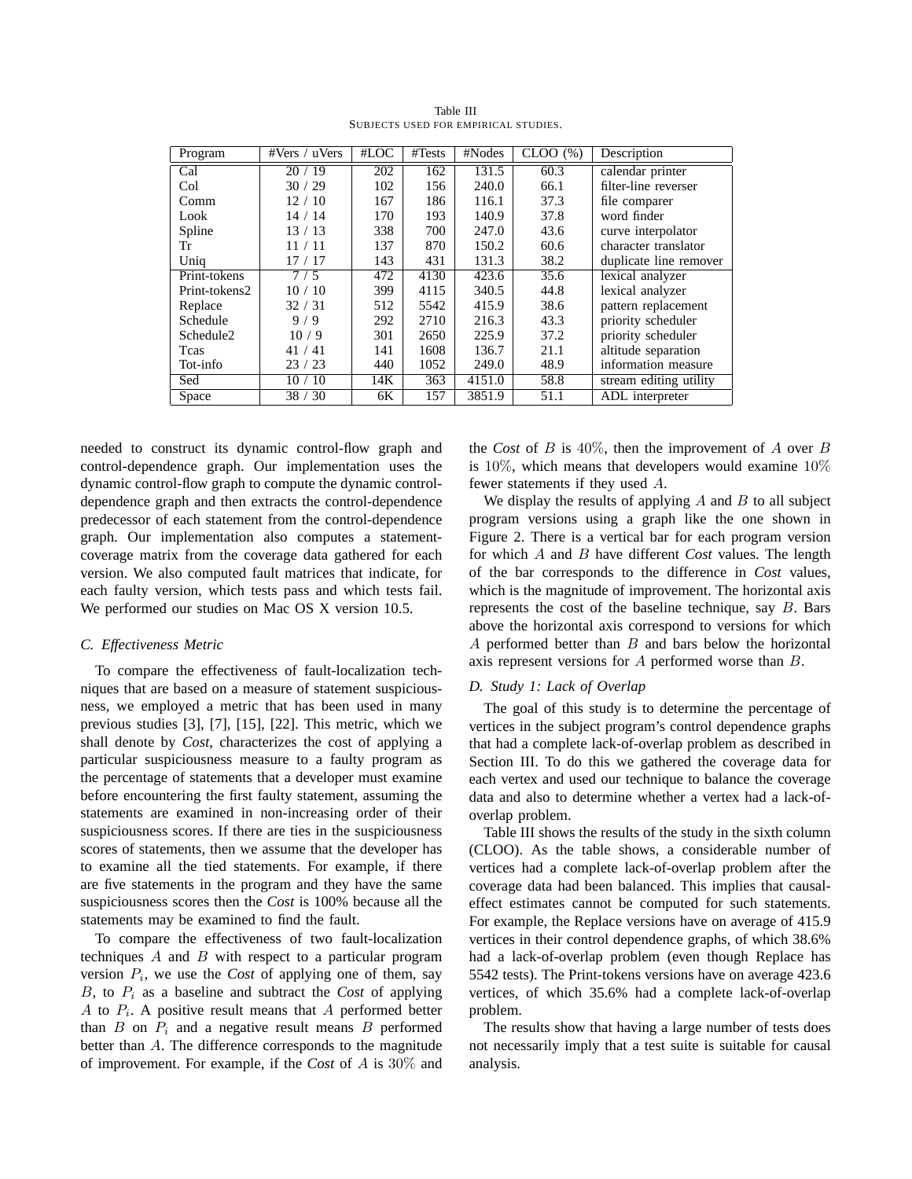Table III
SUBJECTS USED FOR EMPIRICAL STUDIES.

| Program | #Vers / uVers | #LOC | #Tests | #Nodes | CLOO (%) | Description |
|---|---|---|---|---|---|---|
| Cal | 20 / 19 | 202 | 162 | 131.5 | 60.3 | calendar printer |
| Col | 30 / 29 | 102 | 156 | 240.0 | 66.1 | filter-line reverser |
| Comm | 12 / 10 | 167 | 186 | 116.1 | 37.3 | file comparer |
| Look | 14 / 14 | 170 | 193 | 140.9 | 37.8 | word finder |
| Spline | 13 / 13 | 338 | 700 | 247.0 | 43.6 | curve interpolator |
| Tr | 11 / 11 | 137 | 870 | 150.2 | 60.6 | character translator |
| Uniq | 17 / 17 | 143 | 431 | 131.3 | 38.2 | duplicate line remover |
| Print-tokens | 7 / 5 | 472 | 4130 | 423.6 | 35.6 | lexical analyzer |
| Print-tokens2 | 10 / 10 | 399 | 4115 | 340.5 | 44.8 | lexical analyzer |
| Replace | 32 / 31 | 512 | 5542 | 415.9 | 38.6 | pattern replacement |
| Schedule | 9 / 9 | 292 | 2710 | 216.3 | 43.3 | priority scheduler |
| Schedule2 | 10 / 9 | 301 | 2650 | 225.9 | 37.2 | priority scheduler |
| Tcas | 41 / 41 | 141 | 1608 | 136.7 | 21.1 | altitude separation |
| Tot-info | 23 / 23 | 440 | 1052 | 249.0 | 48.9 | information measure |
| Sed | 10 / 10 | 14K | 363 | 4151.0 | 58.8 | stream editing utility |
| Space | 38 / 30 | 6K | 157 | 3851.9 | 51.1 | ADL interpreter |

needed to construct its dynamic control-flow graph and control-dependence graph. Our implementation uses the dynamic control-flow graph to compute the dynamic control-dependence graph and then extracts the control-dependence predecessor of each statement from the control-dependence graph. Our implementation also computes a statement-coverage matrix from the coverage data gathered for each version. We also computed fault matrices that indicate, for each faulty version, which tests pass and which tests fail. We performed our studies on Mac OS X version 10.5.

### C. Effectiveness Metric

To compare the effectiveness of fault-localization techniques that are based on a measure of statement suspiciousness, we employed a metric that has been used in many previous studies [3], [7], [15], [22]. This metric, which we shall denote by *Cost*, characterizes the cost of applying a particular suspiciousness measure to a faulty program as the percentage of statements that a developer must examine before encountering the first faulty statement, assuming the statements are examined in non-increasing order of their suspiciousness scores. If there are ties in the suspiciousness scores of statements, then we assume that the developer has to examine all the tied statements. For example, if there are five statements in the program and they have the same suspiciousness scores then the *Cost* is 100% because all the statements may be examined to find the fault.

To compare the effectiveness of two fault-localization techniques $A$ and $B$ with respect to a particular program version $P_i$, we use the *Cost* of applying one of them, say $B$, to $P_i$ as a baseline and subtract the *Cost* of applying $A$ to $P_i$. A positive result means that $A$ performed better than $B$ on $P_i$ and a negative result means $B$ performed better than $A$. The difference corresponds to the magnitude of improvement. For example, if the *Cost* of $A$ is $30\%$ and the *Cost* of $B$ is $40\%$, then the improvement of $A$ over $B$ is $10\%$, which means that developers would examine $10\%$ fewer statements if they used $A$.

We display the results of applying $A$ and $B$ to all subject program versions using a graph like the one shown in Figure 2. There is a vertical bar for each program version for which $A$ and $B$ have different *Cost* values. The length of the bar corresponds to the difference in *Cost* values, which is the magnitude of improvement. The horizontal axis represents the cost of the baseline technique, say $B$. Bars above the horizontal axis correspond to versions for which $A$ performed better than $B$ and bars below the horizontal axis represent versions for $A$ performed worse than $B$.

### D. Study 1: Lack of Overlap

The goal of this study is to determine the percentage of vertices in the subject program's control dependence graphs that had a complete lack-of-overlap problem as described in Section III. To do this we gathered the coverage data for each vertex and used our technique to balance the coverage data and also to determine whether a vertex had a lack-of-overlap problem.

Table III shows the results of the study in the sixth column (CLOO). As the table shows, a considerable number of vertices had a complete lack-of-overlap problem after the coverage data had been balanced. This implies that causal-effect estimates cannot be computed for such statements. For example, the Replace versions have on average of 415.9 vertices in their control dependence graphs, of which 38.6% had a lack-of-overlap problem (even though Replace has 5542 tests). The Print-tokens versions have on average 423.6 vertices, of which 35.6% had a complete lack-of-overlap problem.

The results show that having a large number of tests does not necessarily imply that a test suite is suitable for causal analysis.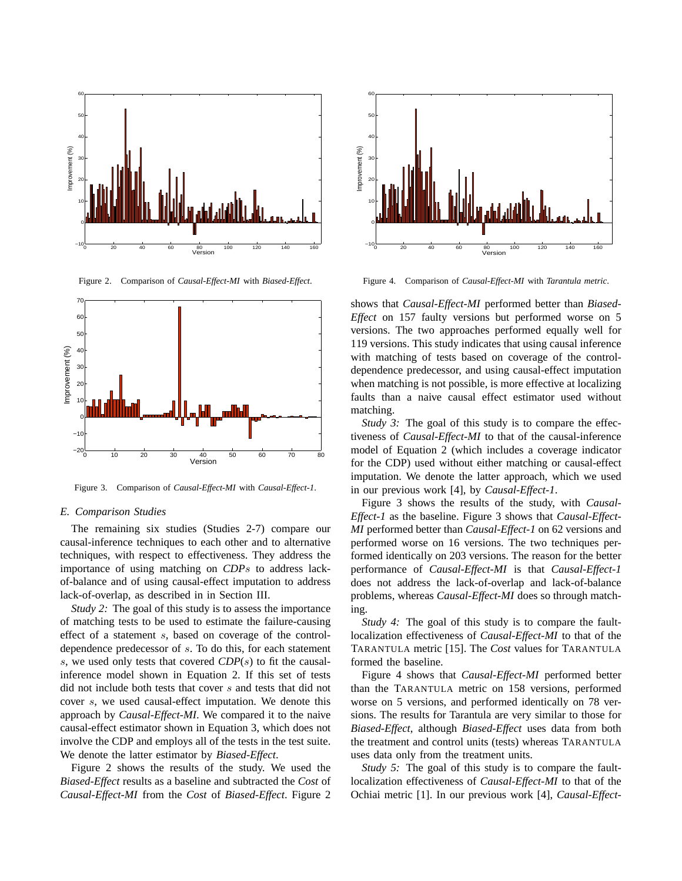Figure 2. Comparison of *Causal-Effect-MI* with *Biased-Effect*.

Figure 3. Comparison of *Causal-Effect-MI* with *Causal-Effect-1*.

### *E. Comparison Studies*

The remaining six studies (Studies 2-7) compare our causal-inference techniques to each other and to alternative techniques, with respect to effectiveness. They address the importance of using matching on *CDP*$s$ to address lack-of-balance and of using causal-effect imputation to address lack-of-overlap, as described in in Section III.

*Study 2:* The goal of this study is to assess the importance of matching tests to be used to estimate the failure-causing effect of a statement $s$, based on coverage of the control-dependence predecessor of $s$. To do this, for each statement $s$, we used only tests that covered *CDP*($s$) to fit the causal-inference model shown in Equation 2. If this set of tests did not include both tests that cover $s$ and tests that did not cover $s$, we used causal-effect imputation. We denote this approach by *Causal-Effect-MI*. We compared it to the naive causal-effect estimator shown in Equation 3, which does not involve the CDP and employs all of the tests in the test suite. We denote the latter estimator by *Biased-Effect*.

Figure 2 shows the results of the study. We used the *Biased-Effect* results as a baseline and subtracted the *Cost* of *Causal-Effect-MI* from the *Cost* of *Biased-Effect*. Figure 2 shows that *Causal-Effect-MI* performed better than *Biased-Effect* on 157 faulty versions but performed worse on 5 versions. The two approaches performed equally well for 119 versions. This study indicates that using causal inference with matching of tests based on coverage of the control-dependence predecessor, and using causal-effect imputation when matching is not possible, is more effective at localizing faults than a naive causal effect estimator used without matching.

*Study 3:* The goal of this study is to compare the effectiveness of *Causal-Effect-MI* to that of the causal-inference model of Equation 2 (which includes a coverage indicator for the CDP) used without either matching or causal-effect imputation. We denote the latter approach, which we used in our previous work [4], by *Causal-Effect-1*.

Figure 3 shows the results of the study, with *Causal-Effect-1* as the baseline. Figure 3 shows that *Causal-Effect-MI* performed better than *Causal-Effect-1* on 62 versions and performed worse on 16 versions. The two techniques performed identically on 203 versions. The reason for the better performance of *Causal-Effect-MI* is that *Causal-Effect-1* does not address the lack-of-overlap and lack-of-balance problems, whereas *Causal-Effect-MI* does so through matching.

Figure 4. Comparison of *Causal-Effect-MI* with *Tarantula metric*.

*Study 4:* The goal of this study is to compare the fault-localization effectiveness of *Causal-Effect-MI* to that of the TARANTULA metric [15]. The *Cost* values for TARANTULA formed the baseline.

Figure 4 shows that *Causal-Effect-MI* performed better than the TARANTULA metric on 158 versions, performed worse on 5 versions, and performed identically on 78 versions. The results for Tarantula are very similar to those for *Biased-Effect*, although *Biased-Effect* uses data from both the treatment and control units (tests) whereas TARANTULA uses data only from the treatment units.

*Study 5:* The goal of this study is to compare the fault-localization effectiveness of *Causal-Effect-MI* to that of the Ochiai metric [1]. In our previous work [4], *Causal-Effect-*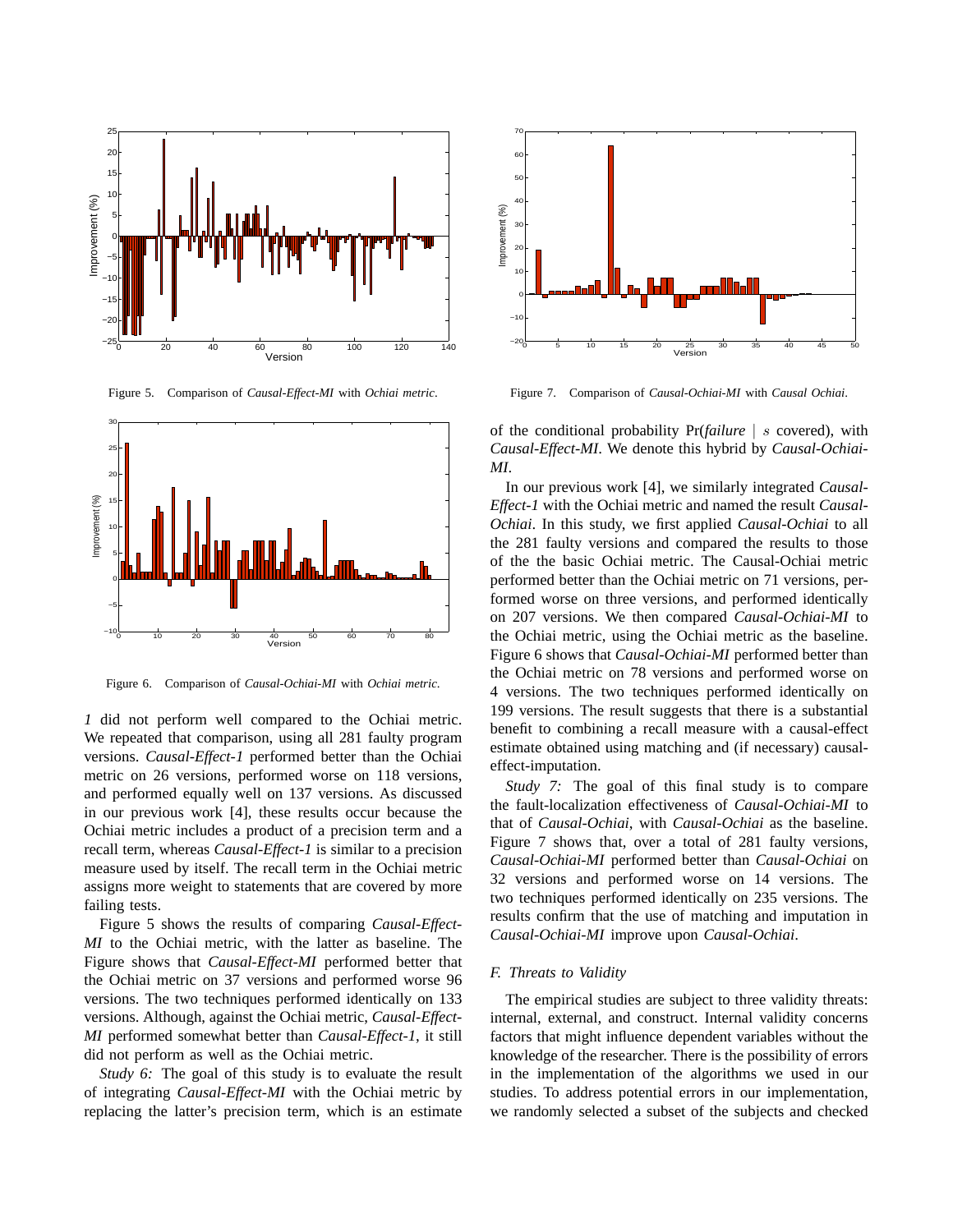Figure 5. Comparison of *Causal-Effect-MI* with *Ochiai metric*.

Figure 6. Comparison of *Causal-Ochiai-MI* with *Ochiai metric*.

*1* did not perform well compared to the Ochiai metric. We repeated that comparison, using all 281 faulty program versions. *Causal-Effect-1* performed better than the Ochiai metric on 26 versions, performed worse on 118 versions, and performed equally well on 137 versions. As discussed in our previous work [4], these results occur because the Ochiai metric includes a product of a precision term and a recall term, whereas *Causal-Effect-1* is similar to a precision measure used by itself. The recall term in the Ochiai metric assigns more weight to statements that are covered by more failing tests.

Figure 5 shows the results of comparing *Causal-Effect-MI* to the Ochiai metric, with the latter as baseline. The Figure shows that *Causal-Effect-MI* performed better that the Ochiai metric on 37 versions and performed worse 96 versions. The two techniques performed identically on 133 versions. Although, against the Ochiai metric, *Causal-Effect-MI* performed somewhat better than *Causal-Effect-1*, it still did not perform as well as the Ochiai metric.

*Study 6:* The goal of this study is to evaluate the result of integrating *Causal-Effect-MI* with the Ochiai metric by replacing the latter's precision term, which is an estimate of the conditional probability Pr(*failure* $\mid$ $s$ covered), with *Causal-Effect-MI*. We denote this hybrid by *Causal-Ochiai-MI*.

Figure 7. Comparison of *Causal-Ochiai-MI* with *Causal Ochiai*.

In our previous work [4], we similarly integrated *Causal-Effect-1* with the Ochiai metric and named the result *Causal-Ochiai*. In this study, we first applied *Causal-Ochiai* to all the 281 faulty versions and compared the results to those of the the basic Ochiai metric. The Causal-Ochiai metric performed better than the Ochiai metric on 71 versions, performed worse on three versions, and performed identically on 207 versions. We then compared *Causal-Ochiai-MI* to the Ochiai metric, using the Ochiai metric as the baseline. Figure 6 shows that *Causal-Ochiai-MI* performed better than the Ochiai metric on 78 versions and performed worse on 4 versions. The two techniques performed identically on 199 versions. The result suggests that there is a substantial benefit to combining a recall measure with a causal-effect estimate obtained using matching and (if necessary) causal-effect-imputation.

*Study 7:* The goal of this final study is to compare the fault-localization effectiveness of *Causal-Ochiai-MI* to that of *Causal-Ochiai*, with *Causal-Ochiai* as the baseline. Figure 7 shows that, over a total of 281 faulty versions, *Causal-Ochiai-MI* performed better than *Causal-Ochiai* on 32 versions and performed worse on 14 versions. The two techniques performed identically on 235 versions. The results confirm that the use of matching and imputation in *Causal-Ochiai-MI* improve upon *Causal-Ochiai*.

### *F. Threats to Validity*

The empirical studies are subject to three validity threats: internal, external, and construct. Internal validity concerns factors that might influence dependent variables without the knowledge of the researcher. There is the possibility of errors in the implementation of the algorithms we used in our studies. To address potential errors in our implementation, we randomly selected a subset of the subjects and checked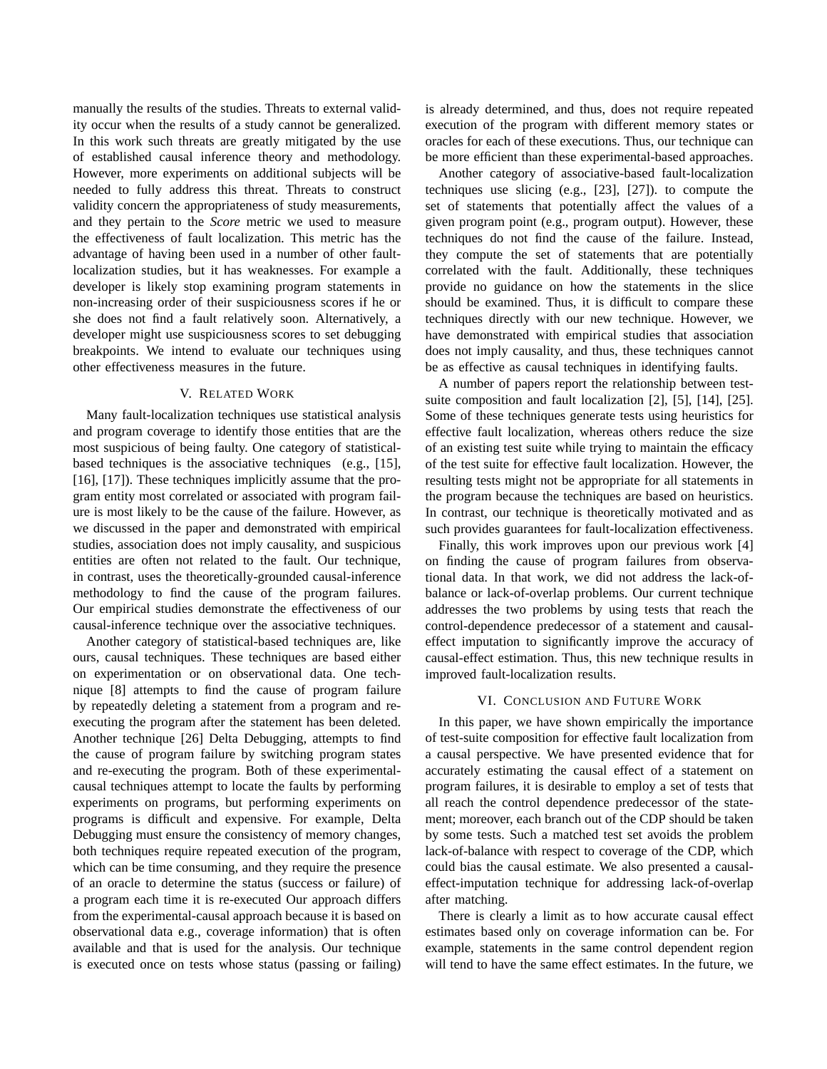manually the results of the studies. Threats to external validity occur when the results of a study cannot be generalized. In this work such threats are greatly mitigated by the use of established causal inference theory and methodology. However, more experiments on additional subjects will be needed to fully address this threat. Threats to construct validity concern the appropriateness of study measurements, and they pertain to the *Score* metric we used to measure the effectiveness of fault localization. This metric has the advantage of having been used in a number of other fault-localization studies, but it has weaknesses. For example a developer is likely stop examining program statements in non-increasing order of their suspiciousness scores if he or she does not find a fault relatively soon. Alternatively, a developer might use suspiciousness scores to set debugging breakpoints. We intend to evaluate our techniques using other effectiveness measures in the future.

## V. Related Work

Many fault-localization techniques use statistical analysis and program coverage to identify those entities that are the most suspicious of being faulty. One category of statistical-based techniques is the associative techniques (e.g., [15], [16], [17]). These techniques implicitly assume that the program entity most correlated or associated with program failure is most likely to be the cause of the failure. However, as we discussed in the paper and demonstrated with empirical studies, association does not imply causality, and suspicious entities are often not related to the fault. Our technique, in contrast, uses the theoretically-grounded causal-inference methodology to find the cause of the program failures. Our empirical studies demonstrate the effectiveness of our causal-inference technique over the associative techniques.

Another category of statistical-based techniques are, like ours, causal techniques. These techniques are based either on experimentation or on observational data. One technique [8] attempts to find the cause of program failure by repeatedly deleting a statement from a program and re-executing the program after the statement has been deleted. Another technique [26] Delta Debugging, attempts to find the cause of program failure by switching program states and re-executing the program. Both of these experimental-causal techniques attempt to locate the faults by performing experiments on programs, but performing experiments on programs is difficult and expensive. For example, Delta Debugging must ensure the consistency of memory changes, both techniques require repeated execution of the program, which can be time consuming, and they require the presence of an oracle to determine the status (success or failure) of a program each time it is re-executed Our approach differs from the experimental-causal approach because it is based on observational data e.g., coverage information) that is often available and that is used for the analysis. Our technique is executed once on tests whose status (passing or failing) is already determined, and thus, does not require repeated execution of the program with different memory states or oracles for each of these executions. Thus, our technique can be more efficient than these experimental-based approaches.

Another category of associative-based fault-localization techniques use slicing (e.g., [23], [27]). to compute the set of statements that potentially affect the values of a given program point (e.g., program output). However, these techniques do not find the cause of the failure. Instead, they compute the set of statements that are potentially correlated with the fault. Additionally, these techniques provide no guidance on how the statements in the slice should be examined. Thus, it is difficult to compare these techniques directly with our new technique. However, we have demonstrated with empirical studies that association does not imply causality, and thus, these techniques cannot be as effective as causal techniques in identifying faults.

A number of papers report the relationship between test-suite composition and fault localization [2], [5], [14], [25]. Some of these techniques generate tests using heuristics for effective fault localization, whereas others reduce the size of an existing test suite while trying to maintain the efficacy of the test suite for effective fault localization. However, the resulting tests might not be appropriate for all statements in the program because the techniques are based on heuristics. In contrast, our technique is theoretically motivated and as such provides guarantees for fault-localization effectiveness.

Finally, this work improves upon our previous work [4] on finding the cause of program failures from observational data. In that work, we did not address the lack-of-balance or lack-of-overlap problems. Our current technique addresses the two problems by using tests that reach the control-dependence predecessor of a statement and causal-effect imputation to significantly improve the accuracy of causal-effect estimation. Thus, this new technique results in improved fault-localization results.

## VI. Conclusion and Future Work

In this paper, we have shown empirically the importance of test-suite composition for effective fault localization from a causal perspective. We have presented evidence that for accurately estimating the causal effect of a statement on program failures, it is desirable to employ a set of tests that all reach the control dependence predecessor of the statement; moreover, each branch out of the CDP should be taken by some tests. Such a matched test set avoids the problem lack-of-balance with respect to coverage of the CDP, which could bias the causal estimate. We also presented a causal-effect-imputation technique for addressing lack-of-overlap after matching.

There is clearly a limit as to how accurate causal effect estimates based only on coverage information can be. For example, statements in the same control dependent region will tend to have the same effect estimates. In the future, we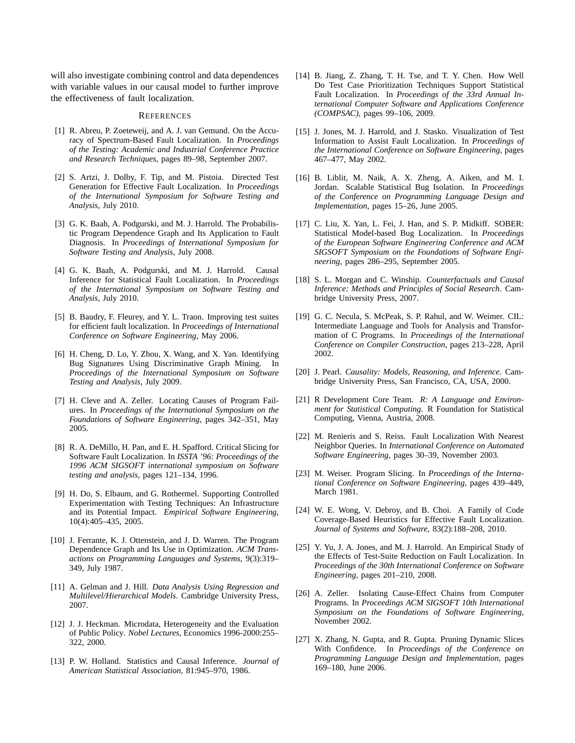will also investigate combining control and data dependences with variable values in our causal model to further improve the effectiveness of fault localization.

## REFERENCES

[1] R. Abreu, P. Zoeteweij, and A. J. van Gemund. On the Accuracy of Spectrum-Based Fault Localization. In *Proceedings of the Testing: Academic and Industrial Conference Practice and Research Techniques*, pages 89–98, September 2007.

[2] S. Artzi, J. Dolby, F. Tip, and M. Pistoia. Directed Test Generation for Effective Fault Localization. In *Proceedings of the International Symposium for Software Testing and Analysis*, July 2010.

[3] G. K. Baah, A. Podgurski, and M. J. Harrold. The Probabilistic Program Dependence Graph and Its Application to Fault Diagnosis. In *Proceedings of International Symposium for Software Testing and Analysis*, July 2008.

[4] G. K. Baah, A. Podgurski, and M. J. Harrold. Causal Inference for Statistical Fault Localization. In *Proceedings of the International Symposium on Software Testing and Analysis*, July 2010.

[5] B. Baudry, F. Fleurey, and Y. L. Traon. Improving test suites for efficient fault localization. In *Proceedings of International Conference on Software Engineering*, May 2006.

[6] H. Cheng, D. Lo, Y. Zhou, X. Wang, and X. Yan. Identifying Bug Signatures Using Discriminative Graph Mining. In *Proceedings of the International Symposium on Software Testing and Analysis*, July 2009.

[7] H. Cleve and A. Zeller. Locating Causes of Program Failures. In *Proceedings of the International Symposium on the Foundations of Software Engineering*, pages 342–351, May 2005.

[8] R. A. DeMillo, H. Pan, and E. H. Spafford. Critical Slicing for Software Fault Localization. In *ISSTA '96: Proceedings of the 1996 ACM SIGSOFT international symposium on Software testing and analysis*, pages 121–134, 1996.

[9] H. Do, S. Elbaum, and G. Rothermel. Supporting Controlled Experimentation with Testing Techniques: An Infrastructure and its Potential Impact. *Empirical Software Engineering*, 10(4):405–435, 2005.

[10] J. Ferrante, K. J. Ottenstein, and J. D. Warren. The Program Dependence Graph and Its Use in Optimization. *ACM Transactions on Programming Languages and Systems*, 9(3):319–349, July 1987.

[11] A. Gelman and J. Hill. *Data Analysis Using Regression and Multilevel/Hierarchical Models*. Cambridge University Press, 2007.

[12] J. J. Heckman. Microdata, Heterogeneity and the Evaluation of Public Policy. *Nobel Lectures*, Economics 1996-2000:255–322, 2000.

[13] P. W. Holland. Statistics and Causal Inference. *Journal of American Statistical Association*, 81:945–970, 1986.

[14] B. Jiang, Z. Zhang, T. H. Tse, and T. Y. Chen. How Well Do Test Case Prioritization Techniques Support Statistical Fault Localization. In *Proceedings of the 33rd Annual International Computer Software and Applications Conference (COMPSAC)*, pages 99–106, 2009.

[15] J. Jones, M. J. Harrold, and J. Stasko. Visualization of Test Information to Assist Fault Localization. In *Proceedings of the International Conference on Software Engineering*, pages 467–477, May 2002.

[16] B. Liblit, M. Naik, A. X. Zheng, A. Aiken, and M. I. Jordan. Scalable Statistical Bug Isolation. In *Proceedings of the Conference on Programming Language Design and Implementation*, pages 15–26, June 2005.

[17] C. Liu, X. Yan, L. Fei, J. Han, and S. P. Midkiff. SOBER: Statistical Model-based Bug Localization. In *Proceedings of the European Software Engineering Conference and ACM SIGSOFT Symposium on the Foundations of Software Engineering*, pages 286–295, September 2005.

[18] S. L. Morgan and C. Winship. *Counterfactuals and Causal Inference: Methods and Principles of Social Research*. Cambridge University Press, 2007.

[19] G. C. Necula, S. McPeak, S. P. Rahul, and W. Weimer. CIL: Intermediate Language and Tools for Analysis and Transformation of C Programs. In *Proceedings of the International Conference on Compiler Construction*, pages 213–228, April 2002.

[20] J. Pearl. *Causality: Models, Reasoning, and Inference*. Cambridge University Press, San Francisco, CA, USA, 2000.

[21] R Development Core Team. *R: A Language and Environment for Statistical Computing*. R Foundation for Statistical Computing, Vienna, Austria, 2008.

[22] M. Renieris and S. Reiss. Fault Localization With Nearest Neighbor Queries. In *International Conference on Automated Software Engineering*, pages 30–39, November 2003.

[23] M. Weiser. Program Slicing. In *Proceedings of the International Conference on Software Engineering*, pages 439–449, March 1981.

[24] W. E. Wong, V. Debroy, and B. Choi. A Family of Code Coverage-Based Heuristics for Effective Fault Localization. *Journal of Systems and Software*, 83(2):188–208, 2010.

[25] Y. Yu, J. A. Jones, and M. J. Harrold. An Empirical Study of the Effects of Test-Suite Reduction on Fault Localization. In *Proceedings of the 30th International Conference on Software Engineering*, pages 201–210, 2008.

[26] A. Zeller. Isolating Cause-Effect Chains from Computer Programs. In *Proceedings ACM SIGSOFT 10th International Symposium on the Foundations of Software Engineering*, November 2002.

[27] X. Zhang, N. Gupta, and R. Gupta. Pruning Dynamic Slices With Confidence. In *Proceedings of the Conference on Programming Language Design and Implementation*, pages 169–180, June 2006.